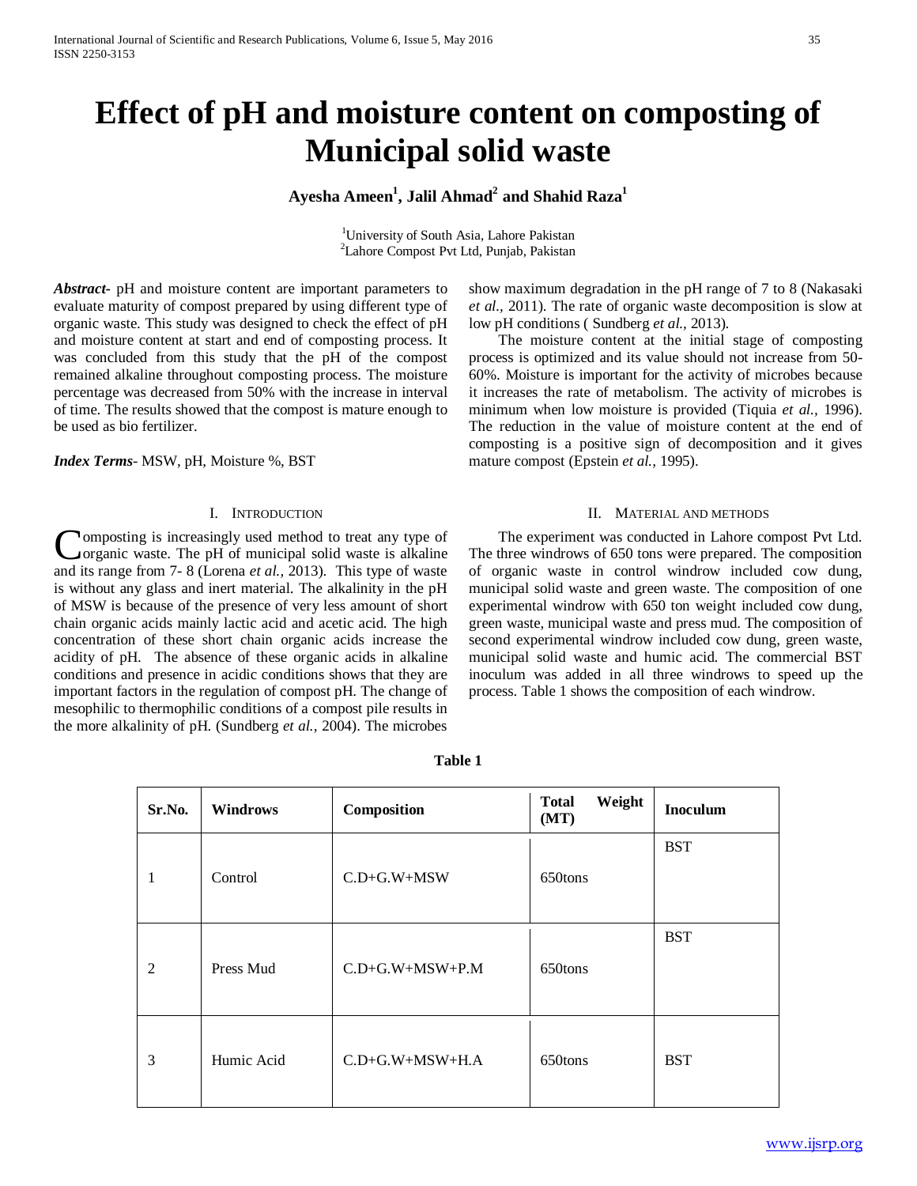# Effect of pH and moisture content on composting of Municipal solid waste

**Ayesha Ameen[1], Jalil Ahmad[2] and Shahid Raza[1]**

[1]University of South Asia, Lahore Pakistan
[2]Lahore Compost Pvt Ltd, Punjab, Pakistan

***Abstract-*** pH and moisture content are important parameters to evaluate maturity of compost prepared by using different type of organic waste. This study was designed to check the effect of pH and moisture content at start and end of composting process. It was concluded from this study that the pH of the compost remained alkaline throughout composting process. The moisture percentage was decreased from 50% with the increase in interval of time. The results showed that the compost is mature enough to be used as bio fertilizer.

***Index Terms***- MSW, pH, Moisture %, BST

## I. Introduction

Composting is increasingly used method to treat any type of organic waste. The pH of municipal solid waste is alkaline and its range from 7- 8 (Lorena *et al.,* 2013). This type of waste is without any glass and inert material. The alkalinity in the pH of MSW is because of the presence of very less amount of short chain organic acids mainly lactic acid and acetic acid. The high concentration of these short chain organic acids increase the acidity of pH. The absence of these organic acids in alkaline conditions and presence in acidic conditions shows that they are important factors in the regulation of compost pH. The change of mesophilic to thermophilic conditions of a compost pile results in the more alkalinity of pH. (Sundberg *et al.,* 2004). The microbes show maximum degradation in the pH range of 7 to 8 (Nakasaki *et al.,* 2011). The rate of organic waste decomposition is slow at low pH conditions ( Sundberg *et al.,* 2013).

The moisture content at the initial stage of composting process is optimized and its value should not increase from 50-60%. Moisture is important for the activity of microbes because it increases the rate of metabolism. The activity of microbes is minimum when low moisture is provided (Tiquia *et al.,* 1996). The reduction in the value of moisture content at the end of composting is a positive sign of decomposition and it gives mature compost (Epstein *et al.,* 1995).

## II. Material and methods

The experiment was conducted in Lahore compost Pvt Ltd. The three windrows of 650 tons were prepared. The composition of organic waste in control windrow included cow dung, municipal solid waste and green waste. The composition of one experimental windrow with 650 ton weight included cow dung, green waste, municipal waste and press mud. The composition of second experimental windrow included cow dung, green waste, municipal solid waste and humic acid. The commercial BST inoculum was added in all three windrows to speed up the process. Table 1 shows the composition of each windrow.

**Table 1**

| Sr.No. | Windrows | Composition | Total Weight (MT) | Inoculum |
|---|---|---|---|---|
| 1 | Control | C.D+G.W+MSW | 650tons | BST |
| 2 | Press Mud | C.D+G.W+MSW+P.M | 650tons | BST |
| 3 | Humic Acid | C.D+G.W+MSW+H.A | 650tons | BST |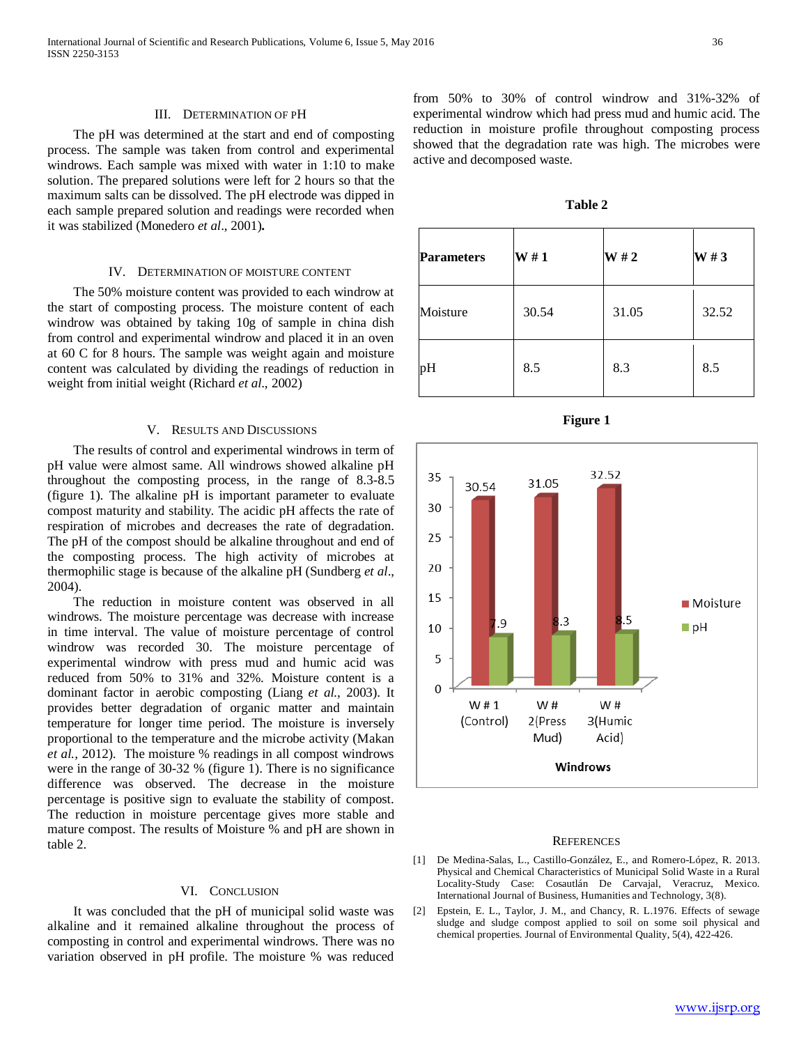## III. Determination of pH

The pH was determined at the start and end of composting process. The sample was taken from control and experimental windrows. Each sample was mixed with water in 1:10 to make solution. The prepared solutions were left for 2 hours so that the maximum salts can be dissolved. The pH electrode was dipped in each sample prepared solution and readings were recorded when it was stabilized (Monedero *et al*., 2001)**.**

## IV. Determination of Moisture Content

The 50% moisture content was provided to each windrow at the start of composting process. The moisture content of each windrow was obtained by taking 10g of sample in china dish from control and experimental windrow and placed it in an oven at 60 C for 8 hours. The sample was weight again and moisture content was calculated by dividing the readings of reduction in weight from initial weight (Richard *et al*., 2002)

## V. Results and Discussions

The results of control and experimental windrows in term of pH value were almost same. All windrows showed alkaline pH throughout the composting process, in the range of 8.3-8.5 (figure 1). The alkaline pH is important parameter to evaluate compost maturity and stability. The acidic pH affects the rate of respiration of microbes and decreases the rate of degradation. The pH of the compost should be alkaline throughout and end of the composting process. The high activity of microbes at thermophilic stage is because of the alkaline pH (Sundberg *et al*., 2004).

The reduction in moisture content was observed in all windrows. The moisture percentage was decrease with increase in time interval. The value of moisture percentage of control windrow was recorded 30. The moisture percentage of experimental windrow with press mud and humic acid was reduced from 50% to 31% and 32%. Moisture content is a dominant factor in aerobic composting (Liang *et al.,* 2003). It provides better degradation of organic matter and maintain temperature for longer time period. The moisture is inversely proportional to the temperature and the microbe activity (Makan *et al.,* 2012). The moisture % readings in all compost windrows were in the range of 30-32 % (figure 1). There is no significance difference was observed. The decrease in the moisture percentage is positive sign to evaluate the stability of compost. The reduction in moisture percentage gives more stable and mature compost. The results of Moisture % and pH are shown in table 2.

## VI. Conclusion

It was concluded that the pH of municipal solid waste was alkaline and it remained alkaline throughout the process of composting in control and experimental windrows. There was no variation observed in pH profile. The moisture % was reduced from 50% to 30% of control windrow and 31%-32% of experimental windrow which had press mud and humic acid. The reduction in moisture profile throughout composting process showed that the degradation rate was high. The microbes were active and decomposed waste.

**Table 2**

| Parameters | W # 1 | W # 2 | W # 3 |
|---|---|---|---|
| Moisture | 30.54 | 31.05 | 32.52 |
| pH | 8.5 | 8.3 | 8.5 |

**Figure 1**

| Windrows | Moisture | pH |
|---|---|---|
| W # 1 (Control) | 30.54 | 7.9 |
| W # 2(Press Mud) | 31.05 | 8.3 |
| W # 3(Humic Acid) | 32.52 | 8.5 |

## References

[1] De Medina-Salas, L., Castillo-González, E., and Romero-López, R. 2013. Physical and Chemical Characteristics of Municipal Solid Waste in a Rural Locality-Study Case: Cosautlán De Carvajal, Veracruz, Mexico. International Journal of Business, Humanities and Technology, 3(8).

[2] Epstein, E. L., Taylor, J. M., and Chancy, R. L.1976. Effects of sewage sludge and sludge compost applied to soil on some soil physical and chemical properties. Journal of Environmental Quality, 5(4), 422-426.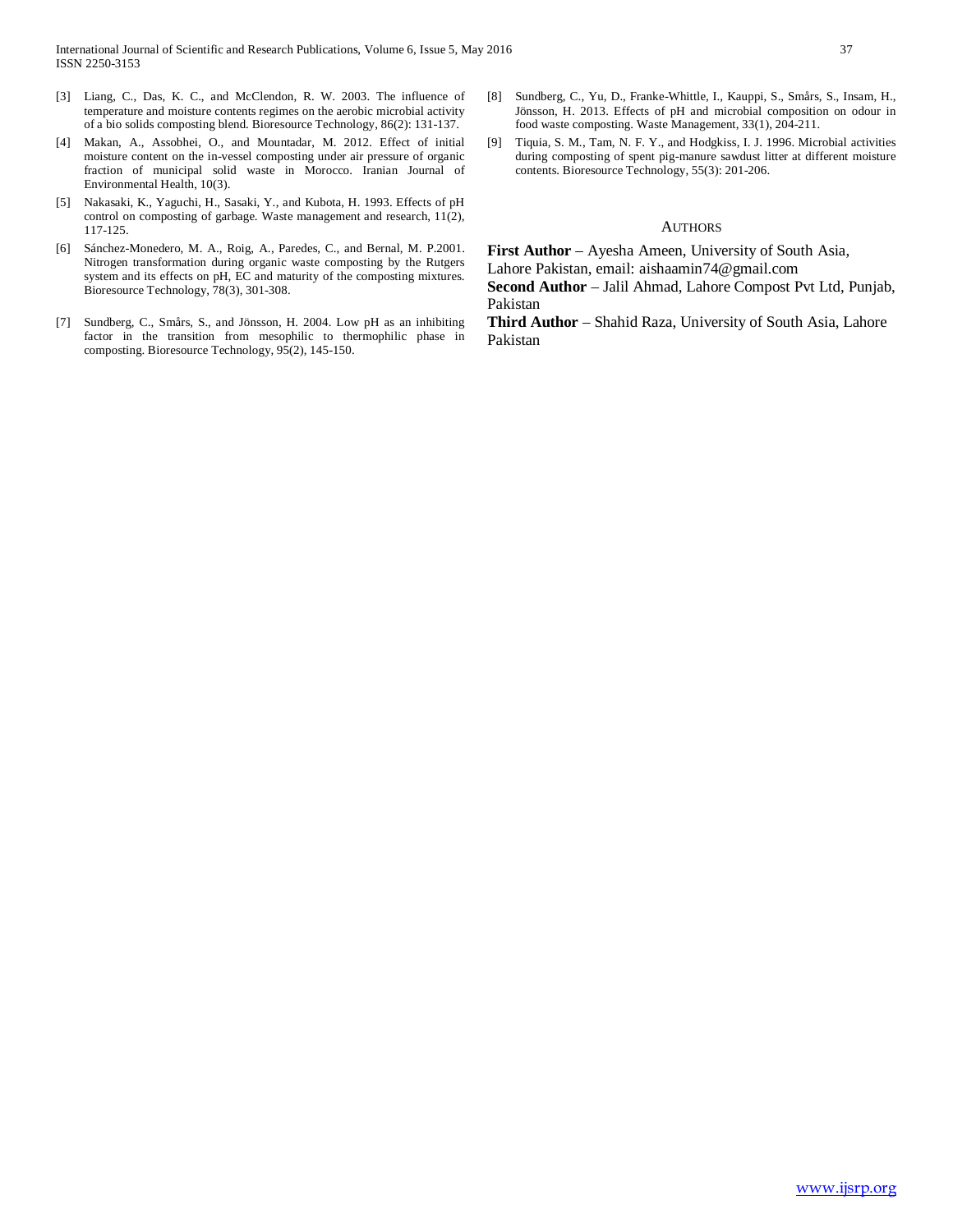[3] Liang, C., Das, K. C., and McClendon, R. W. 2003. The influence of temperature and moisture contents regimes on the aerobic microbial activity of a bio solids composting blend. Bioresource Technology, 86(2): 131-137.

[4] Makan, A., Assobhei, O., and Mountadar, M. 2012. Effect of initial moisture content on the in-vessel composting under air pressure of organic fraction of municipal solid waste in Morocco. Iranian Journal of Environmental Health, 10(3).

[5] Nakasaki, K., Yaguchi, H., Sasaki, Y., and Kubota, H. 1993. Effects of pH control on composting of garbage. Waste management and research, 11(2), 117-125.

[6] Sánchez-Monedero, M. A., Roig, A., Paredes, C., and Bernal, M. P.2001. Nitrogen transformation during organic waste composting by the Rutgers system and its effects on pH, EC and maturity of the composting mixtures. Bioresource Technology, 78(3), 301-308.

[7] Sundberg, C., Smårs, S., and Jönsson, H. 2004. Low pH as an inhibiting factor in the transition from mesophilic to thermophilic phase in composting. Bioresource Technology, 95(2), 145-150.

[8] Sundberg, C., Yu, D., Franke-Whittle, I., Kauppi, S., Smårs, S., Insam, H., Jönsson, H. 2013. Effects of pH and microbial composition on odour in food waste composting. Waste Management, 33(1), 204-211.

[9] Tiquia, S. M., Tam, N. F. Y., and Hodgkiss, I. J. 1996. Microbial activities during composting of spent pig-manure sawdust litter at different moisture contents. Bioresource Technology, 55(3): 201-206.

## Authors

**First Author** – Ayesha Ameen, University of South Asia, Lahore Pakistan, email: aishaamin74@gmail.com

**Second Author** – Jalil Ahmad, Lahore Compost Pvt Ltd, Punjab, Pakistan

**Third Author** – Shahid Raza, University of South Asia, Lahore Pakistan